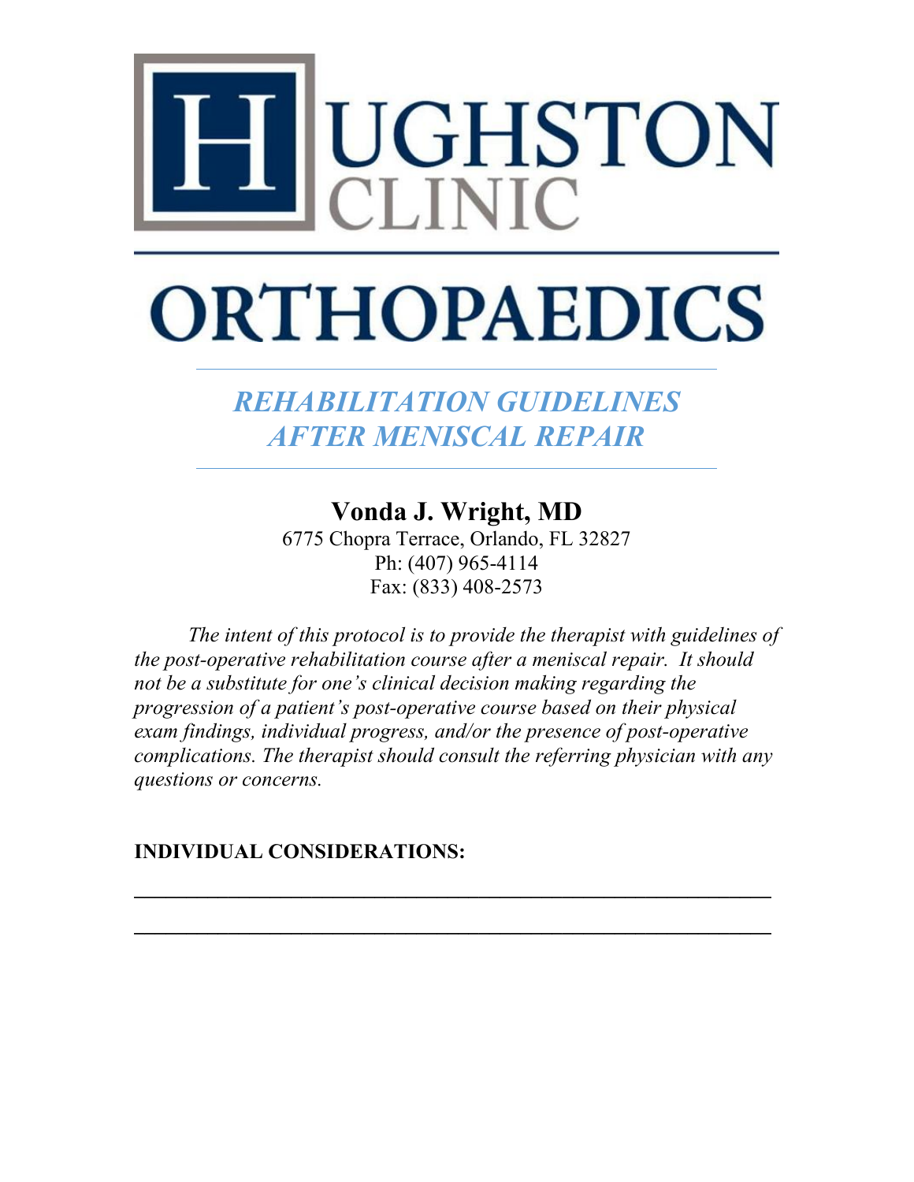# HUGHSTON CLINIC

# ORTHOPAEDICS

## *REHABILITATION GUIDELINES AFTER MENISCAL REPAIR*

**Vonda J. Wright, MD**
6775 Chopra Terrace, Orlando, FL 32827
Ph: (407) 965-4114
Fax: (833) 408-2573

*The intent of this protocol is to provide the therapist with guidelines of the post-operative rehabilitation course after a meniscal repair. It should not be a substitute for one's clinical decision making regarding the progression of a patient's post-operative course based on their physical exam findings, individual progress, and/or the presence of post-operative complications. The therapist should consult the referring physician with any questions or concerns.*

**INDIVIDUAL CONSIDERATIONS:**

______________________________________________________________

______________________________________________________________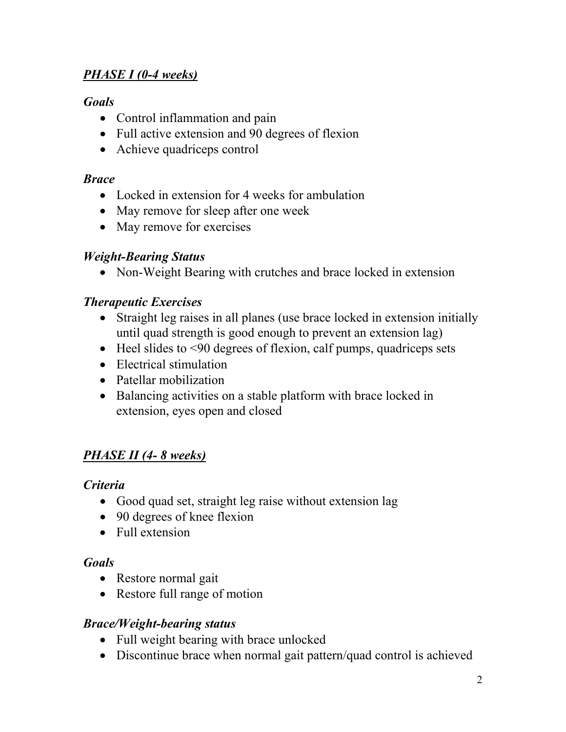## ***PHASE I (0-4 weeks)***

***Goals***

- Control inflammation and pain
- Full active extension and 90 degrees of flexion
- Achieve quadriceps control

***Brace***

- Locked in extension for 4 weeks for ambulation
- May remove for sleep after one week
- May remove for exercises

***Weight-Bearing Status***

- Non-Weight Bearing with crutches and brace locked in extension

***Therapeutic Exercises***

- Straight leg raises in all planes (use brace locked in extension initially until quad strength is good enough to prevent an extension lag)
- Heel slides to <90 degrees of flexion, calf pumps, quadriceps sets
- Electrical stimulation
- Patellar mobilization
- Balancing activities on a stable platform with brace locked in extension, eyes open and closed

## ***PHASE II (4- 8 weeks)***

***Criteria***

- Good quad set, straight leg raise without extension lag
- 90 degrees of knee flexion
- Full extension

***Goals***

- Restore normal gait
- Restore full range of motion

***Brace/Weight-bearing status***

- Full weight bearing with brace unlocked
- Discontinue brace when normal gait pattern/quad control is achieved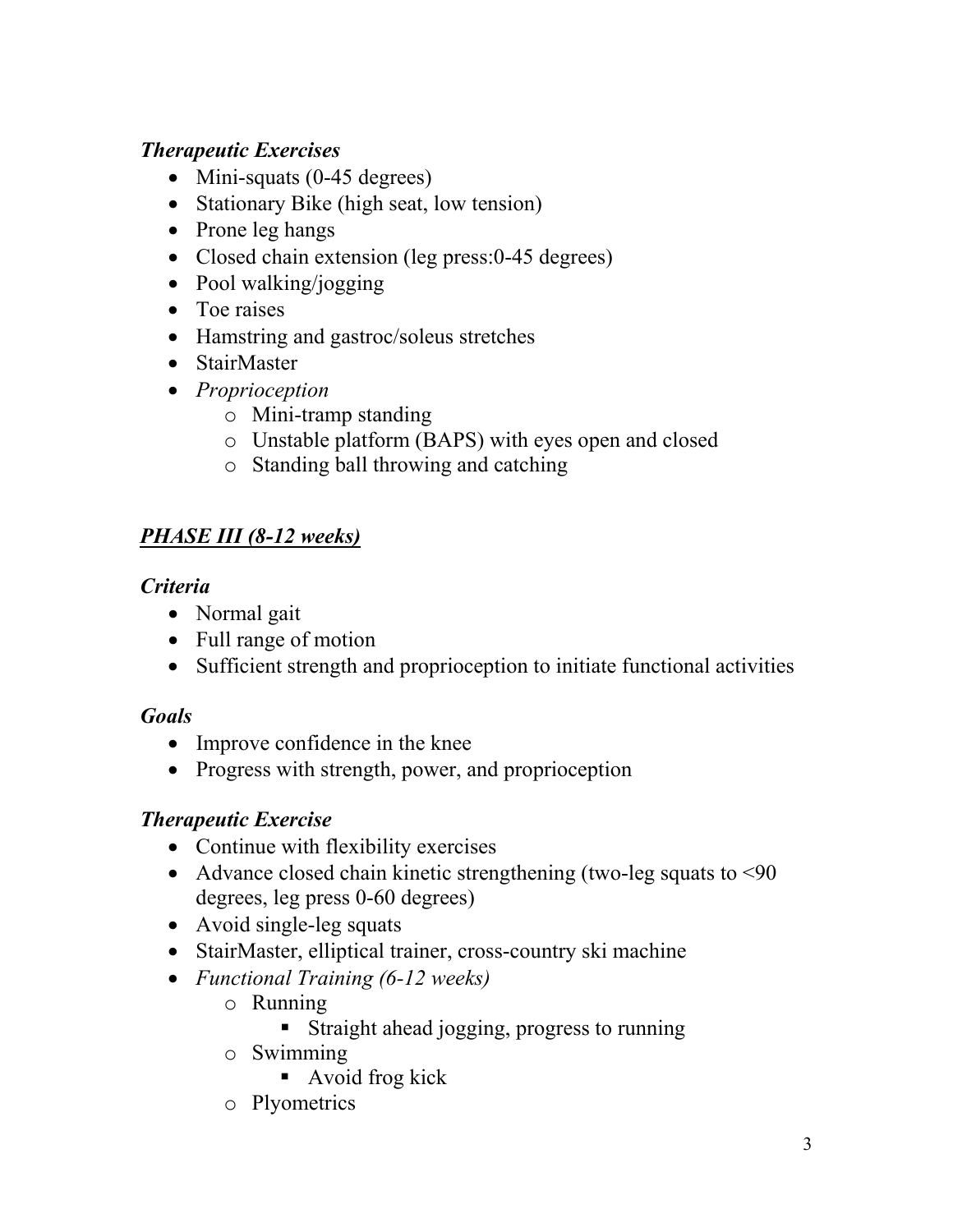### *Therapeutic Exercises*

- Mini-squats (0-45 degrees)
- Stationary Bike (high seat, low tension)
- Prone leg hangs
- Closed chain extension (leg press:0-45 degrees)
- Pool walking/jogging
- Toe raises
- Hamstring and gastroc/soleus stretches
- StairMaster
- *Proprioception*
  - Mini-tramp standing
  - Unstable platform (BAPS) with eyes open and closed
  - Standing ball throwing and catching

## ***PHASE III (8-12 weeks)***

### *Criteria*

- Normal gait
- Full range of motion
- Sufficient strength and proprioception to initiate functional activities

### *Goals*

- Improve confidence in the knee
- Progress with strength, power, and proprioception

### *Therapeutic Exercise*

- Continue with flexibility exercises
- Advance closed chain kinetic strengthening (two-leg squats to <90 degrees, leg press 0-60 degrees)
- Avoid single-leg squats
- StairMaster, elliptical trainer, cross-country ski machine
- *Functional Training (6-12 weeks)*
  - Running
    - Straight ahead jogging, progress to running
  - Swimming
    - Avoid frog kick
  - Plyometrics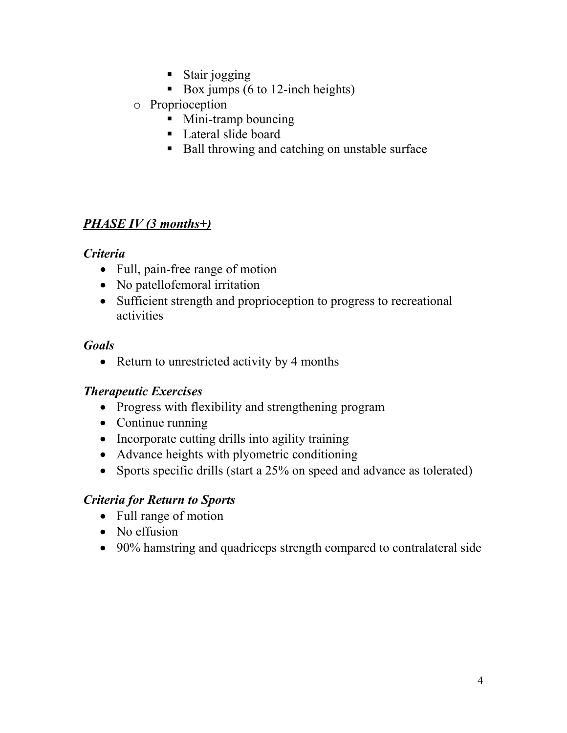- Stair jogging
    - Box jumps (6 to 12-inch heights)
  - Proprioception
    - Mini-tramp bouncing
    - Lateral slide board
    - Ball throwing and catching on unstable surface

## ***PHASE IV (3 months+)***

### *Criteria*

- Full, pain-free range of motion
- No patellofemoral irritation
- Sufficient strength and proprioception to progress to recreational activities

### *Goals*

- Return to unrestricted activity by 4 months

### *Therapeutic Exercises*

- Progress with flexibility and strengthening program
- Continue running
- Incorporate cutting drills into agility training
- Advance heights with plyometric conditioning
- Sports specific drills (start a 25% on speed and advance as tolerated)

### *Criteria for Return to Sports*

- Full range of motion
- No effusion
- 90% hamstring and quadriceps strength compared to contralateral side